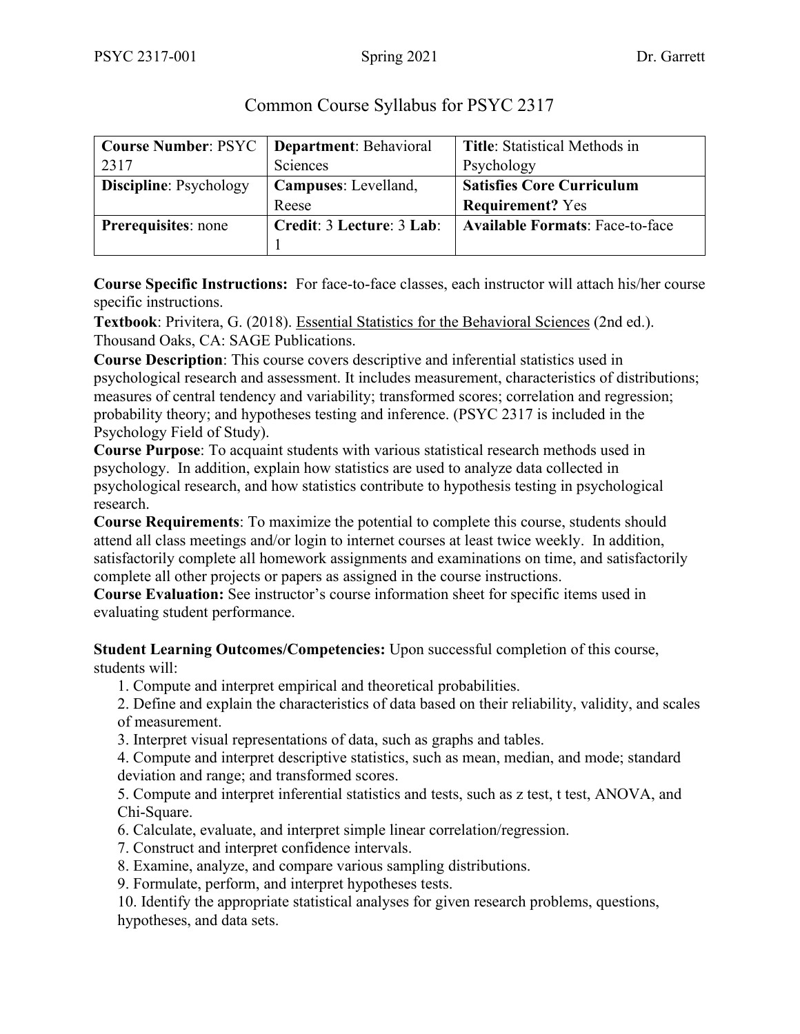# Common Course Syllabus for PSYC 2317

| **Course Number**: PSYC 2317 | **Department**: Behavioral Sciences | **Title**: Statistical Methods in Psychology |
|---|---|---|
| **Discipline**: Psychology | **Campuses**: Levelland, Reese | **Satisfies Core Curriculum Requirement?** Yes |
| **Prerequisites**: none | **Credit**: 3 **Lecture**: 3 **Lab**: 1 | **Available Formats**: Face-to-face |

**Course Specific Instructions:** For face-to-face classes, each instructor will attach his/her course specific instructions.

**Textbook**: Privitera, G. (2018). Essential Statistics for the Behavioral Sciences (2nd ed.). Thousand Oaks, CA: SAGE Publications.

**Course Description**: This course covers descriptive and inferential statistics used in psychological research and assessment. It includes measurement, characteristics of distributions; measures of central tendency and variability; transformed scores; correlation and regression; probability theory; and hypotheses testing and inference. (PSYC 2317 is included in the Psychology Field of Study).

**Course Purpose**: To acquaint students with various statistical research methods used in psychology. In addition, explain how statistics are used to analyze data collected in psychological research, and how statistics contribute to hypothesis testing in psychological research.

**Course Requirements**: To maximize the potential to complete this course, students should attend all class meetings and/or login to internet courses at least twice weekly. In addition, satisfactorily complete all homework assignments and examinations on time, and satisfactorily complete all other projects or papers as assigned in the course instructions.

**Course Evaluation:** See instructor's course information sheet for specific items used in evaluating student performance.

**Student Learning Outcomes/Competencies:** Upon successful completion of this course, students will:

1. Compute and interpret empirical and theoretical probabilities.
2. Define and explain the characteristics of data based on their reliability, validity, and scales of measurement.
3. Interpret visual representations of data, such as graphs and tables.
4. Compute and interpret descriptive statistics, such as mean, median, and mode; standard deviation and range; and transformed scores.
5. Compute and interpret inferential statistics and tests, such as z test, t test, ANOVA, and Chi-Square.
6. Calculate, evaluate, and interpret simple linear correlation/regression.
7. Construct and interpret confidence intervals.
8. Examine, analyze, and compare various sampling distributions.
9. Formulate, perform, and interpret hypotheses tests.
10. Identify the appropriate statistical analyses for given research problems, questions, hypotheses, and data sets.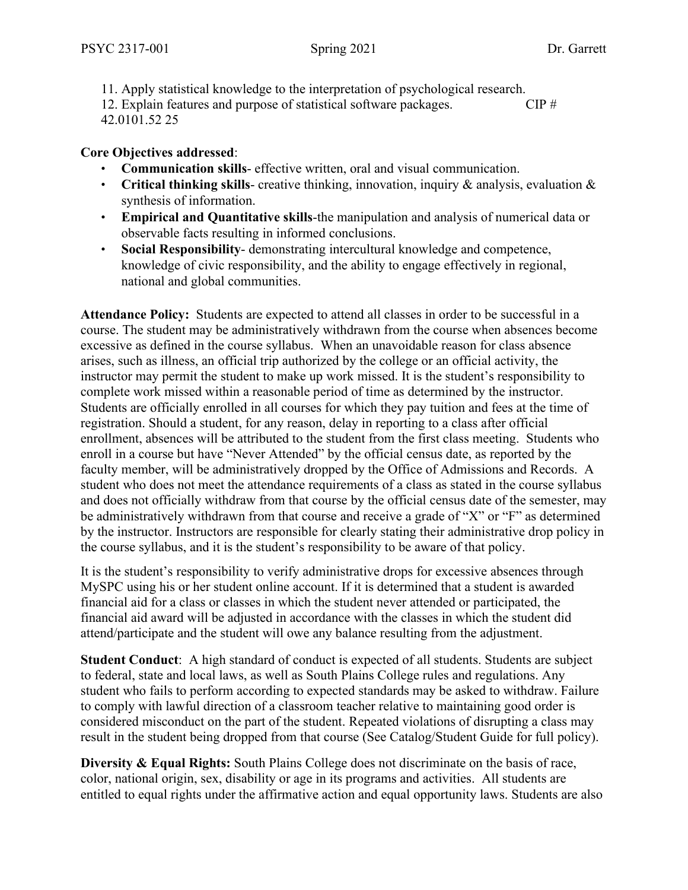11. Apply statistical knowledge to the interpretation of psychological research.
12. Explain features and purpose of statistical software packages. CIP # 42.0101.52 25

**Core Objectives addressed**:

- **Communication skills**- effective written, oral and visual communication.
- **Critical thinking skills**- creative thinking, innovation, inquiry & analysis, evaluation & synthesis of information.
- **Empirical and Quantitative skills**-the manipulation and analysis of numerical data or observable facts resulting in informed conclusions.
- **Social Responsibility**- demonstrating intercultural knowledge and competence, knowledge of civic responsibility, and the ability to engage effectively in regional, national and global communities.

**Attendance Policy:** Students are expected to attend all classes in order to be successful in a course. The student may be administratively withdrawn from the course when absences become excessive as defined in the course syllabus. When an unavoidable reason for class absence arises, such as illness, an official trip authorized by the college or an official activity, the instructor may permit the student to make up work missed. It is the student's responsibility to complete work missed within a reasonable period of time as determined by the instructor. Students are officially enrolled in all courses for which they pay tuition and fees at the time of registration. Should a student, for any reason, delay in reporting to a class after official enrollment, absences will be attributed to the student from the first class meeting. Students who enroll in a course but have "Never Attended" by the official census date, as reported by the faculty member, will be administratively dropped by the Office of Admissions and Records. A student who does not meet the attendance requirements of a class as stated in the course syllabus and does not officially withdraw from that course by the official census date of the semester, may be administratively withdrawn from that course and receive a grade of "X" or "F" as determined by the instructor. Instructors are responsible for clearly stating their administrative drop policy in the course syllabus, and it is the student's responsibility to be aware of that policy.

It is the student's responsibility to verify administrative drops for excessive absences through MySPC using his or her student online account. If it is determined that a student is awarded financial aid for a class or classes in which the student never attended or participated, the financial aid award will be adjusted in accordance with the classes in which the student did attend/participate and the student will owe any balance resulting from the adjustment.

**Student Conduct**: A high standard of conduct is expected of all students. Students are subject to federal, state and local laws, as well as South Plains College rules and regulations. Any student who fails to perform according to expected standards may be asked to withdraw. Failure to comply with lawful direction of a classroom teacher relative to maintaining good order is considered misconduct on the part of the student. Repeated violations of disrupting a class may result in the student being dropped from that course (See Catalog/Student Guide for full policy).

**Diversity & Equal Rights:** South Plains College does not discriminate on the basis of race, color, national origin, sex, disability or age in its programs and activities. All students are entitled to equal rights under the affirmative action and equal opportunity laws. Students are also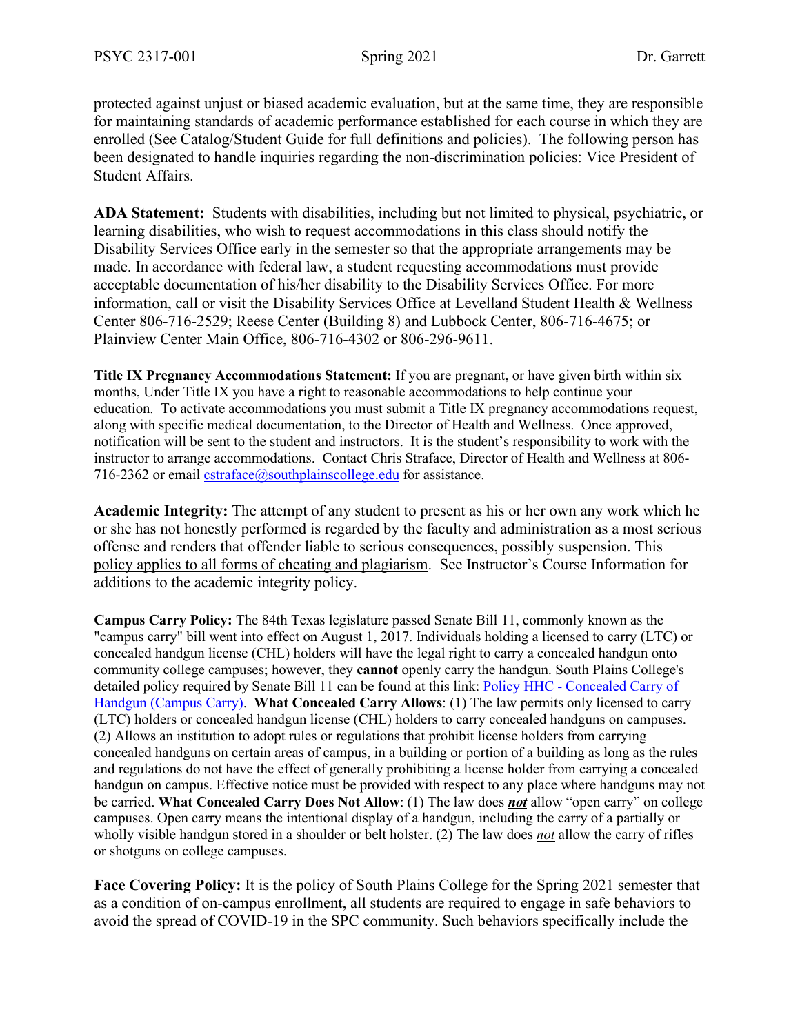protected against unjust or biased academic evaluation, but at the same time, they are responsible for maintaining standards of academic performance established for each course in which they are enrolled (See Catalog/Student Guide for full definitions and policies). The following person has been designated to handle inquiries regarding the non-discrimination policies: Vice President of Student Affairs.

**ADA Statement:** Students with disabilities, including but not limited to physical, psychiatric, or learning disabilities, who wish to request accommodations in this class should notify the Disability Services Office early in the semester so that the appropriate arrangements may be made. In accordance with federal law, a student requesting accommodations must provide acceptable documentation of his/her disability to the Disability Services Office. For more information, call or visit the Disability Services Office at Levelland Student Health & Wellness Center 806-716-2529; Reese Center (Building 8) and Lubbock Center, 806-716-4675; or Plainview Center Main Office, 806-716-4302 or 806-296-9611.

**Title IX Pregnancy Accommodations Statement:** If you are pregnant, or have given birth within six months, Under Title IX you have a right to reasonable accommodations to help continue your education. To activate accommodations you must submit a Title IX pregnancy accommodations request, along with specific medical documentation, to the Director of Health and Wellness. Once approved, notification will be sent to the student and instructors. It is the student's responsibility to work with the instructor to arrange accommodations. Contact Chris Straface, Director of Health and Wellness at 806-716-2362 or email cstraface@southplainscollege.edu for assistance.

**Academic Integrity:** The attempt of any student to present as his or her own any work which he or she has not honestly performed is regarded by the faculty and administration as a most serious offense and renders that offender liable to serious consequences, possibly suspension. This policy applies to all forms of cheating and plagiarism. See Instructor's Course Information for additions to the academic integrity policy.

**Campus Carry Policy:** The 84th Texas legislature passed Senate Bill 11, commonly known as the "campus carry" bill went into effect on August 1, 2017. Individuals holding a licensed to carry (LTC) or concealed handgun license (CHL) holders will have the legal right to carry a concealed handgun onto community college campuses; however, they **cannot** openly carry the handgun. South Plains College's detailed policy required by Senate Bill 11 can be found at this link: Policy HHC - Concealed Carry of Handgun (Campus Carry). **What Concealed Carry Allows**: (1) The law permits only licensed to carry (LTC) holders or concealed handgun license (CHL) holders to carry concealed handguns on campuses. (2) Allows an institution to adopt rules or regulations that prohibit license holders from carrying concealed handguns on certain areas of campus, in a building or portion of a building as long as the rules and regulations do not have the effect of generally prohibiting a license holder from carrying a concealed handgun on campus. Effective notice must be provided with respect to any place where handguns may not be carried. **What Concealed Carry Does Not Allow**: (1) The law does ***not*** allow "open carry" on college campuses. Open carry means the intentional display of a handgun, including the carry of a partially or wholly visible handgun stored in a shoulder or belt holster. (2) The law does *not* allow the carry of rifles or shotguns on college campuses.

**Face Covering Policy:** It is the policy of South Plains College for the Spring 2021 semester that as a condition of on-campus enrollment, all students are required to engage in safe behaviors to avoid the spread of COVID-19 in the SPC community. Such behaviors specifically include the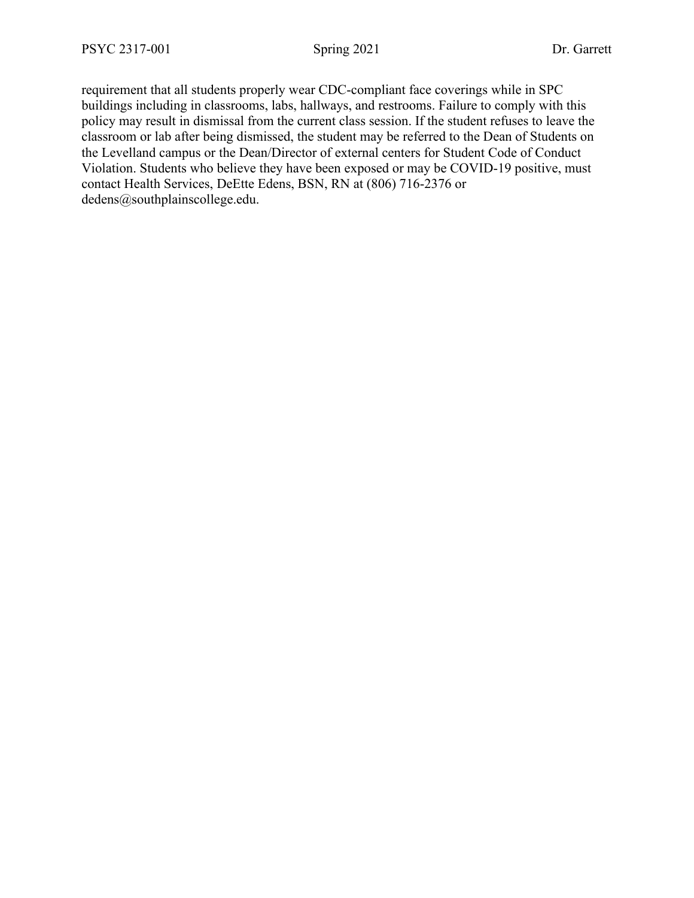requirement that all students properly wear CDC-compliant face coverings while in SPC buildings including in classrooms, labs, hallways, and restrooms. Failure to comply with this policy may result in dismissal from the current class session. If the student refuses to leave the classroom or lab after being dismissed, the student may be referred to the Dean of Students on the Levelland campus or the Dean/Director of external centers for Student Code of Conduct Violation. Students who believe they have been exposed or may be COVID-19 positive, must contact Health Services, DeEtte Edens, BSN, RN at (806) 716-2376 or dedens@southplainscollege.edu.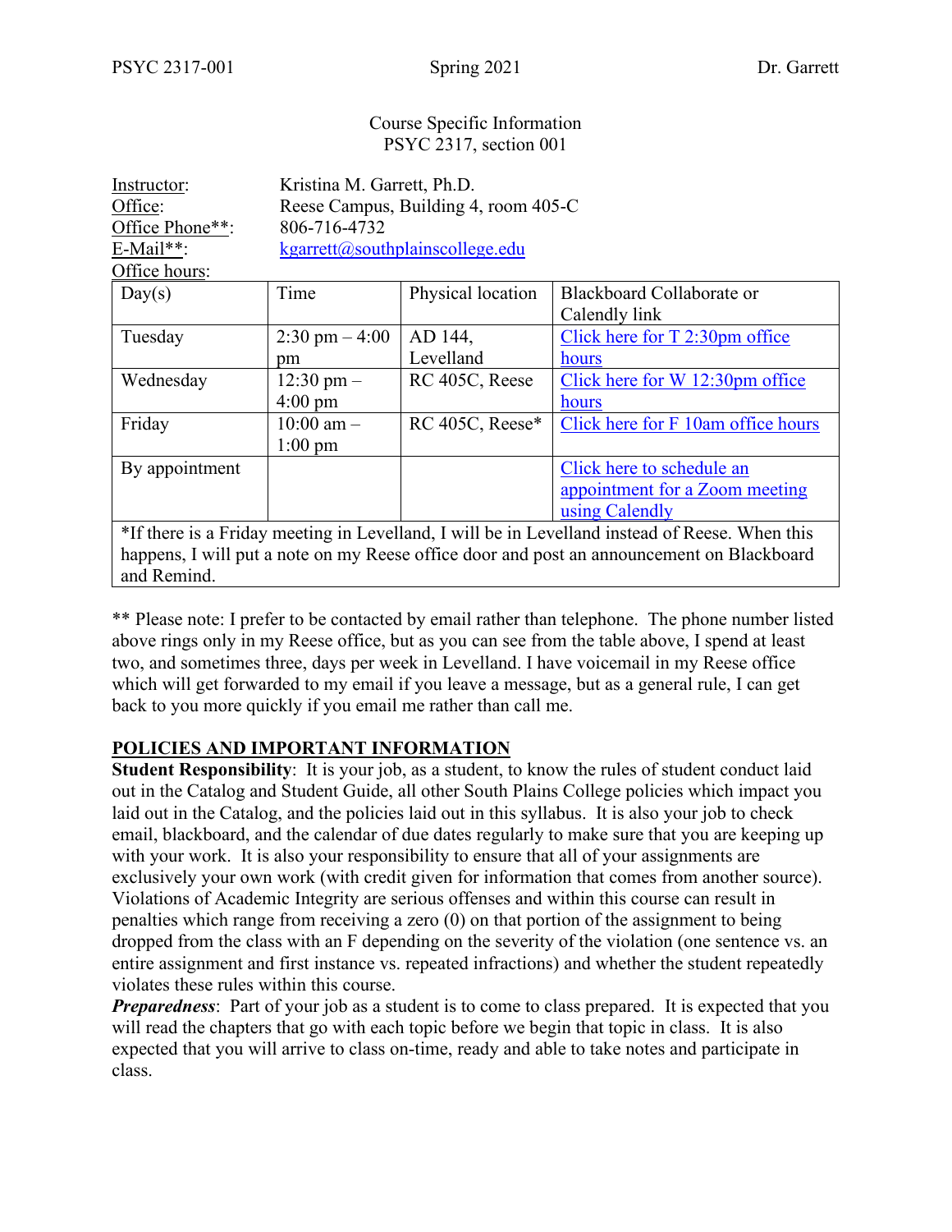Course Specific Information
PSYC 2317, section 001

Instructor: Kristina M. Garrett, Ph.D.
Office: Reese Campus, Building 4, room 405-C
Office Phone**: 806-716-4732
E-Mail**: kgarrett@southplainscollege.edu
Office hours:

| Day(s) | Time | Physical location | Blackboard Collaborate or Calendly link |
|---|---|---|---|
| Tuesday | 2:30 pm – 4:00 pm | AD 144, Levelland | Click here for T 2:30pm office hours |
| Wednesday | 12:30 pm – 4:00 pm | RC 405C, Reese | Click here for W 12:30pm office hours |
| Friday | 10:00 am – 1:00 pm | RC 405C, Reese* | Click here for F 10am office hours |
| By appointment | | | Click here to schedule an appointment for a Zoom meeting using Calendly |
| *If there is a Friday meeting in Levelland, I will be in Levelland instead of Reese. When this happens, I will put a note on my Reese office door and post an announcement on Blackboard and Remind. | | | |

** Please note: I prefer to be contacted by email rather than telephone. The phone number listed above rings only in my Reese office, but as you can see from the table above, I spend at least two, and sometimes three, days per week in Levelland. I have voicemail in my Reese office which will get forwarded to my email if you leave a message, but as a general rule, I can get back to you more quickly if you email me rather than call me.

## POLICIES AND IMPORTANT INFORMATION

**Student Responsibility**: It is your job, as a student, to know the rules of student conduct laid out in the Catalog and Student Guide, all other South Plains College policies which impact you laid out in the Catalog, and the policies laid out in this syllabus. It is also your job to check email, blackboard, and the calendar of due dates regularly to make sure that you are keeping up with your work. It is also your responsibility to ensure that all of your assignments are exclusively your own work (with credit given for information that comes from another source). Violations of Academic Integrity are serious offenses and within this course can result in penalties which range from receiving a zero (0) on that portion of the assignment to being dropped from the class with an F depending on the severity of the violation (one sentence vs. an entire assignment and first instance vs. repeated infractions) and whether the student repeatedly violates these rules within this course.

***Preparedness***: Part of your job as a student is to come to class prepared. It is expected that you will read the chapters that go with each topic before we begin that topic in class. It is also expected that you will arrive to class on-time, ready and able to take notes and participate in class.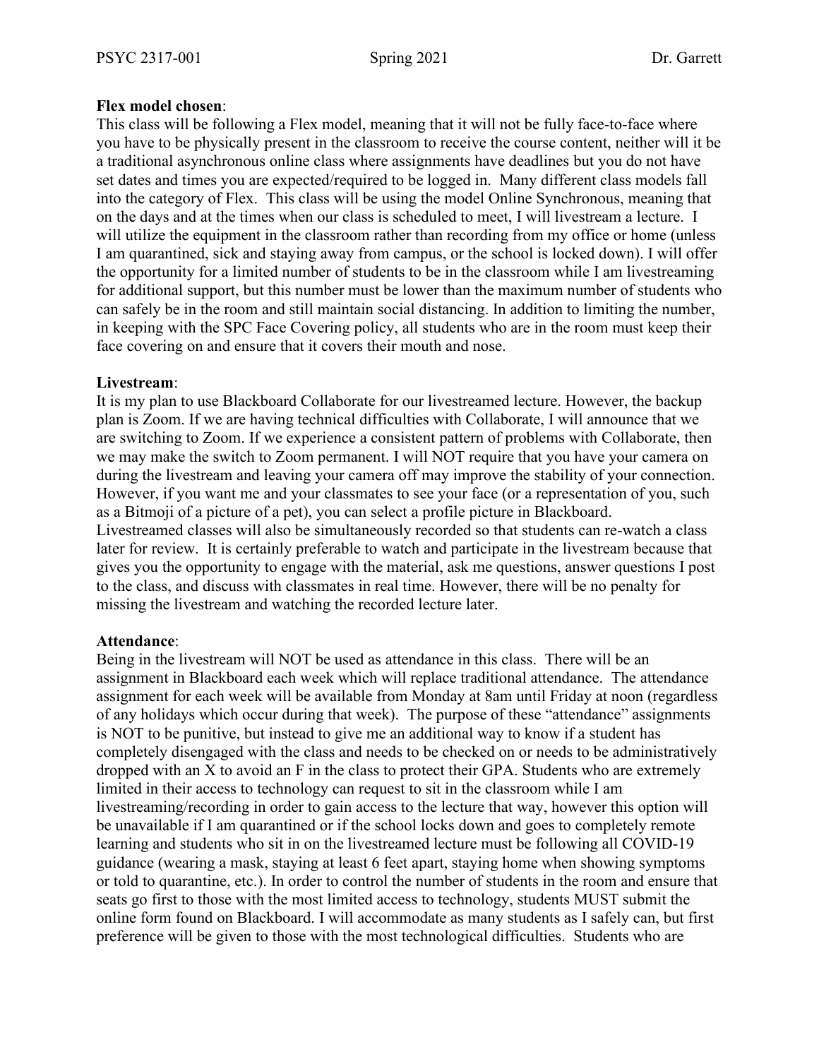**Flex model chosen**:
This class will be following a Flex model, meaning that it will not be fully face-to-face where you have to be physically present in the classroom to receive the course content, neither will it be a traditional asynchronous online class where assignments have deadlines but you do not have set dates and times you are expected/required to be logged in. Many different class models fall into the category of Flex. This class will be using the model Online Synchronous, meaning that on the days and at the times when our class is scheduled to meet, I will livestream a lecture. I will utilize the equipment in the classroom rather than recording from my office or home (unless I am quarantined, sick and staying away from campus, or the school is locked down). I will offer the opportunity for a limited number of students to be in the classroom while I am livestreaming for additional support, but this number must be lower than the maximum number of students who can safely be in the room and still maintain social distancing. In addition to limiting the number, in keeping with the SPC Face Covering policy, all students who are in the room must keep their face covering on and ensure that it covers their mouth and nose.

**Livestream**:
It is my plan to use Blackboard Collaborate for our livestreamed lecture. However, the backup plan is Zoom. If we are having technical difficulties with Collaborate, I will announce that we are switching to Zoom. If we experience a consistent pattern of problems with Collaborate, then we may make the switch to Zoom permanent. I will NOT require that you have your camera on during the livestream and leaving your camera off may improve the stability of your connection. However, if you want me and your classmates to see your face (or a representation of you, such as a Bitmoji of a picture of a pet), you can select a profile picture in Blackboard. Livestreamed classes will also be simultaneously recorded so that students can re-watch a class later for review. It is certainly preferable to watch and participate in the livestream because that gives you the opportunity to engage with the material, ask me questions, answer questions I post to the class, and discuss with classmates in real time. However, there will be no penalty for missing the livestream and watching the recorded lecture later.

**Attendance**:
Being in the livestream will NOT be used as attendance in this class. There will be an assignment in Blackboard each week which will replace traditional attendance. The attendance assignment for each week will be available from Monday at 8am until Friday at noon (regardless of any holidays which occur during that week). The purpose of these "attendance" assignments is NOT to be punitive, but instead to give me an additional way to know if a student has completely disengaged with the class and needs to be checked on or needs to be administratively dropped with an X to avoid an F in the class to protect their GPA. Students who are extremely limited in their access to technology can request to sit in the classroom while I am livestreaming/recording in order to gain access to the lecture that way, however this option will be unavailable if I am quarantined or if the school locks down and goes to completely remote learning and students who sit in on the livestreamed lecture must be following all COVID-19 guidance (wearing a mask, staying at least 6 feet apart, staying home when showing symptoms or told to quarantine, etc.). In order to control the number of students in the room and ensure that seats go first to those with the most limited access to technology, students MUST submit the online form found on Blackboard. I will accommodate as many students as I safely can, but first preference will be given to those with the most technological difficulties. Students who are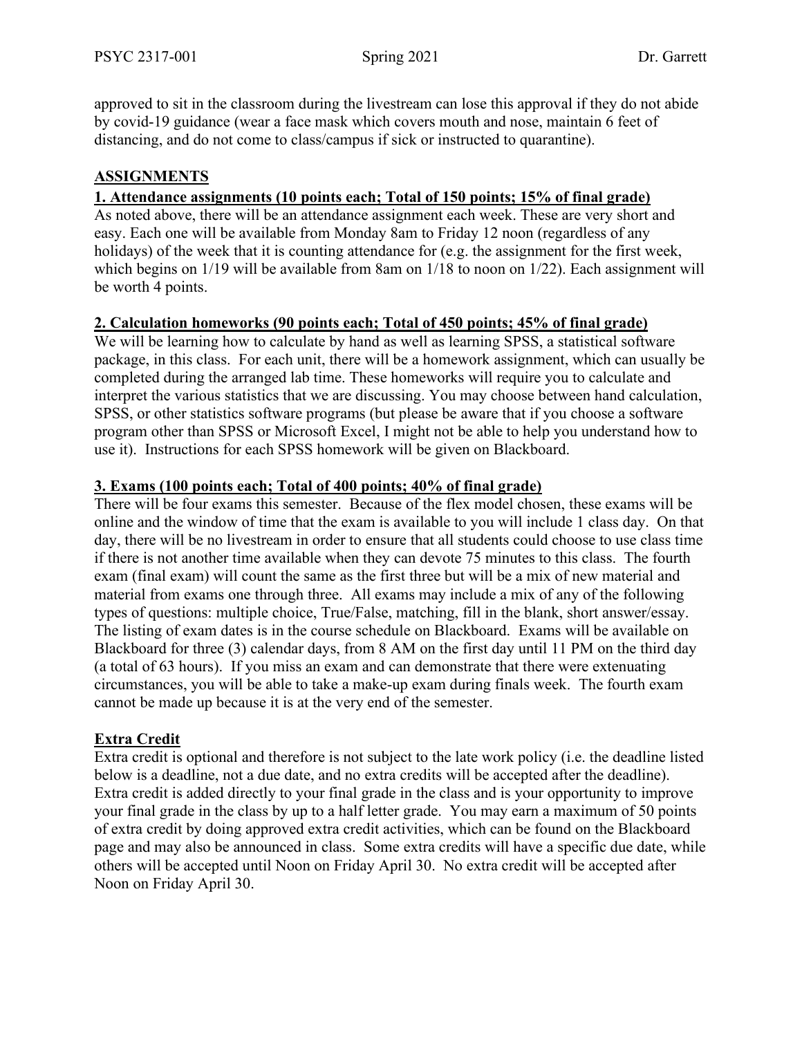approved to sit in the classroom during the livestream can lose this approval if they do not abide by covid-19 guidance (wear a face mask which covers mouth and nose, maintain 6 feet of distancing, and do not come to class/campus if sick or instructed to quarantine).

## ASSIGNMENTS

### 1. Attendance assignments (10 points each; Total of 150 points; 15% of final grade)

As noted above, there will be an attendance assignment each week. These are very short and easy. Each one will be available from Monday 8am to Friday 12 noon (regardless of any holidays) of the week that it is counting attendance for (e.g. the assignment for the first week, which begins on 1/19 will be available from 8am on 1/18 to noon on 1/22). Each assignment will be worth 4 points.

### 2. Calculation homeworks (90 points each; Total of 450 points; 45% of final grade)

We will be learning how to calculate by hand as well as learning SPSS, a statistical software package, in this class. For each unit, there will be a homework assignment, which can usually be completed during the arranged lab time. These homeworks will require you to calculate and interpret the various statistics that we are discussing. You may choose between hand calculation, SPSS, or other statistics software programs (but please be aware that if you choose a software program other than SPSS or Microsoft Excel, I might not be able to help you understand how to use it). Instructions for each SPSS homework will be given on Blackboard.

### 3. Exams (100 points each; Total of 400 points; 40% of final grade)

There will be four exams this semester. Because of the flex model chosen, these exams will be online and the window of time that the exam is available to you will include 1 class day. On that day, there will be no livestream in order to ensure that all students could choose to use class time if there is not another time available when they can devote 75 minutes to this class. The fourth exam (final exam) will count the same as the first three but will be a mix of new material and material from exams one through three. All exams may include a mix of any of the following types of questions: multiple choice, True/False, matching, fill in the blank, short answer/essay. The listing of exam dates is in the course schedule on Blackboard. Exams will be available on Blackboard for three (3) calendar days, from 8 AM on the first day until 11 PM on the third day (a total of 63 hours). If you miss an exam and can demonstrate that there were extenuating circumstances, you will be able to take a make-up exam during finals week. The fourth exam cannot be made up because it is at the very end of the semester.

### Extra Credit

Extra credit is optional and therefore is not subject to the late work policy (i.e. the deadline listed below is a deadline, not a due date, and no extra credits will be accepted after the deadline). Extra credit is added directly to your final grade in the class and is your opportunity to improve your final grade in the class by up to a half letter grade. You may earn a maximum of 50 points of extra credit by doing approved extra credit activities, which can be found on the Blackboard page and may also be announced in class. Some extra credits will have a specific due date, while others will be accepted until Noon on Friday April 30. No extra credit will be accepted after Noon on Friday April 30.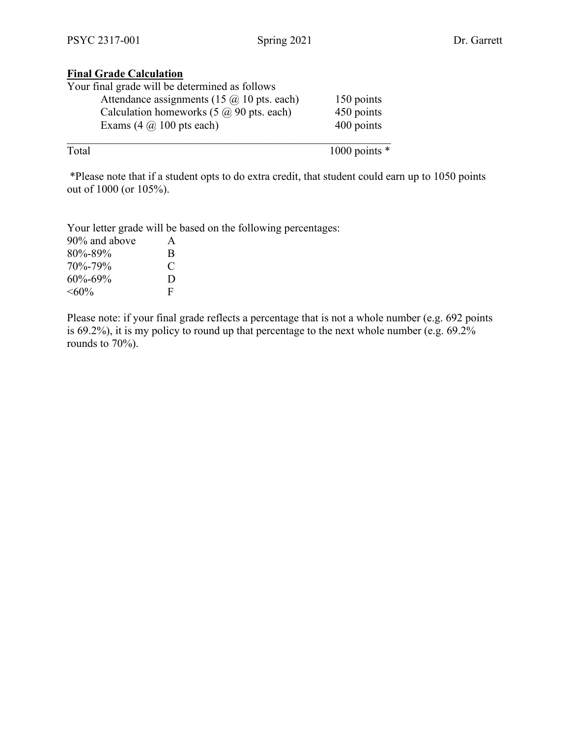**Final Grade Calculation**

Your final grade will be determined as follows

| | |
|---|---|
| Attendance assignments (15 @ 10 pts. each) | 150 points |
| Calculation homeworks (5 @ 90 pts. each) | 450 points |
| Exams (4 @ 100 pts each) | 400 points |
| Total | 1000 points * |

*Please note that if a student opts to do extra credit, that student could earn up to 1050 points out of 1000 (or 105%).

Your letter grade will be based on the following percentages:

| | |
|---|---|
| 90% and above | A |
| 80%-89% | B |
| 70%-79% | C |
| 60%-69% | D |
| <60% | F |

Please note: if your final grade reflects a percentage that is not a whole number (e.g. 692 points is 69.2%), it is my policy to round up that percentage to the next whole number (e.g. 69.2% rounds to 70%).